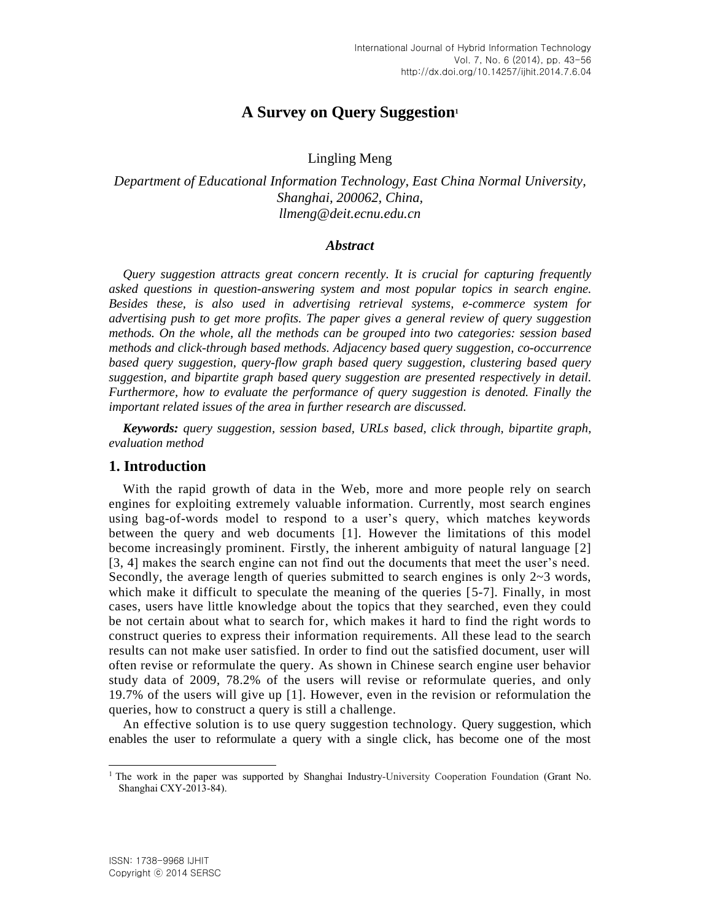# A Survey on Query Suggestion[1]

Lingling Meng

*Department of Educational Information Technology, East China Normal University, Shanghai, 200062, China, llmeng@deit.ecnu.edu.cn*

### *Abstract*

*Query suggestion attracts great concern recently. It is crucial for capturing frequently asked questions in question-answering system and most popular topics in search engine. Besides these, is also used in advertising retrieval systems, e-commerce system for advertising push to get more profits. The paper gives a general review of query suggestion methods. On the whole, all the methods can be grouped into two categories: session based methods and click-through based methods. Adjacency based query suggestion, co-occurrence based query suggestion, query-flow graph based query suggestion, clustering based query suggestion, and bipartite graph based query suggestion are presented respectively in detail. Furthermore, how to evaluate the performance of query suggestion is denoted. Finally the important related issues of the area in further research are discussed.*

***Keywords:*** *query suggestion, session based, URLs based, click through, bipartite graph, evaluation method*

## 1. Introduction

With the rapid growth of data in the Web, more and more people rely on search engines for exploiting extremely valuable information. Currently, most search engines using bag-of-words model to respond to a user's query, which matches keywords between the query and web documents [1]. However the limitations of this model become increasingly prominent. Firstly, the inherent ambiguity of natural language [2] [3, 4] makes the search engine can not find out the documents that meet the user's need. Secondly, the average length of queries submitted to search engines is only 2~3 words, which make it difficult to speculate the meaning of the queries [5-7]. Finally, in most cases, users have little knowledge about the topics that they searched, even they could be not certain about what to search for, which makes it hard to find the right words to construct queries to express their information requirements. All these lead to the search results can not make user satisfied. In order to find out the satisfied document, user will often revise or reformulate the query. As shown in Chinese search engine user behavior study data of 2009, 78.2% of the users will revise or reformulate queries, and only 19.7% of the users will give up [1]. However, even in the revision or reformulation the queries, how to construct a query is still a challenge.

An effective solution is to use query suggestion technology. Query suggestion, which enables the user to reformulate a query with a single click, has become one of the most

[1] The work in the paper was supported by Shanghai Industry-University Cooperation Foundation (Grant No. Shanghai CXY-2013-84).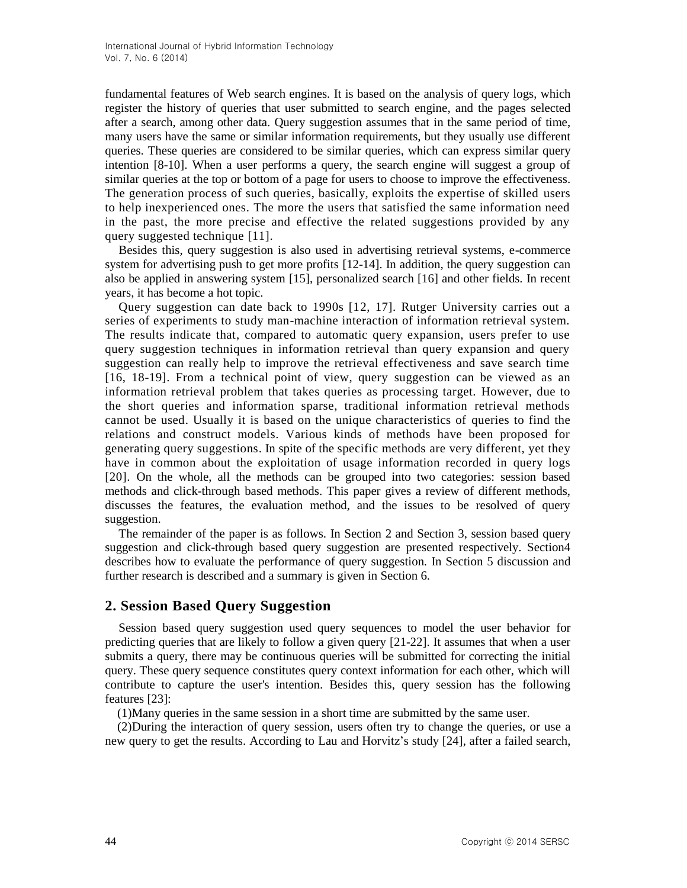fundamental features of Web search engines. It is based on the analysis of query logs, which register the history of queries that user submitted to search engine, and the pages selected after a search, among other data. Query suggestion assumes that in the same period of time, many users have the same or similar information requirements, but they usually use different queries. These queries are considered to be similar queries, which can express similar query intention [8-10]. When a user performs a query, the search engine will suggest a group of similar queries at the top or bottom of a page for users to choose to improve the effectiveness. The generation process of such queries, basically, exploits the expertise of skilled users to help inexperienced ones. The more the users that satisfied the same information need in the past, the more precise and effective the related suggestions provided by any query suggested technique [11].

Besides this, query suggestion is also used in advertising retrieval systems, e-commerce system for advertising push to get more profits [12-14]. In addition, the query suggestion can also be applied in answering system [15], personalized search [16] and other fields. In recent years, it has become a hot topic.

Query suggestion can date back to 1990s [12, 17]. Rutger University carries out a series of experiments to study man-machine interaction of information retrieval system. The results indicate that, compared to automatic query expansion, users prefer to use query suggestion techniques in information retrieval than query expansion and query suggestion can really help to improve the retrieval effectiveness and save search time [16, 18-19]. From a technical point of view, query suggestion can be viewed as an information retrieval problem that takes queries as processing target. However, due to the short queries and information sparse, traditional information retrieval methods cannot be used. Usually it is based on the unique characteristics of queries to find the relations and construct models. Various kinds of methods have been proposed for generating query suggestions. In spite of the specific methods are very different, yet they have in common about the exploitation of usage information recorded in query logs [20]. On the whole, all the methods can be grouped into two categories: session based methods and click-through based methods. This paper gives a review of different methods, discusses the features, the evaluation method, and the issues to be resolved of query suggestion.

The remainder of the paper is as follows. In Section 2 and Section 3, session based query suggestion and click-through based query suggestion are presented respectively. Section4 describes how to evaluate the performance of query suggestion. In Section 5 discussion and further research is described and a summary is given in Section 6.

## 2. Session Based Query Suggestion

Session based query suggestion used query sequences to model the user behavior for predicting queries that are likely to follow a given query [21-22]. It assumes that when a user submits a query, there may be continuous queries will be submitted for correcting the initial query. These query sequence constitutes query context information for each other, which will contribute to capture the user's intention. Besides this, query session has the following features [23]:

(1)Many queries in the same session in a short time are submitted by the same user.

(2)During the interaction of query session, users often try to change the queries, or use a new query to get the results. According to Lau and Horvitz's study [24], after a failed search,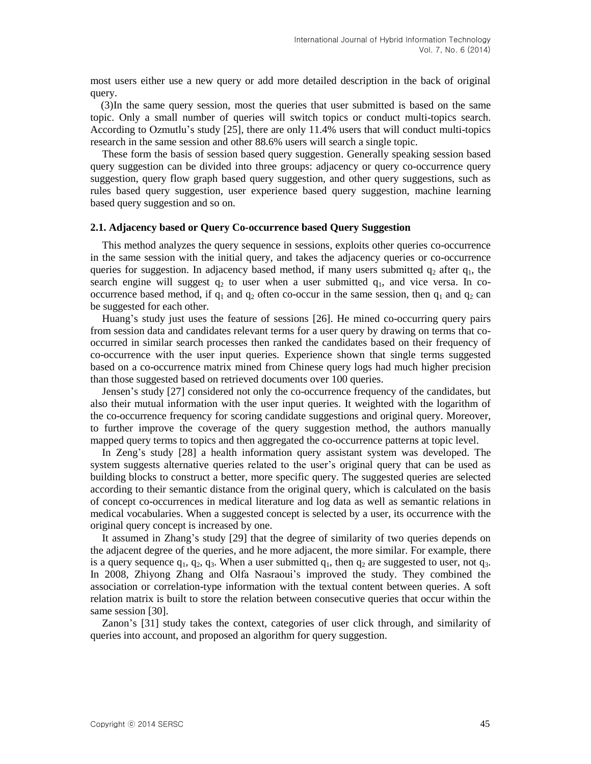most users either use a new query or add more detailed description in the back of original query.

(3)In the same query session, most the queries that user submitted is based on the same topic. Only a small number of queries will switch topics or conduct multi-topics search. According to Ozmutlu's study [25], there are only 11.4% users that will conduct multi-topics research in the same session and other 88.6% users will search a single topic.

These form the basis of session based query suggestion. Generally speaking session based query suggestion can be divided into three groups: adjacency or query co-occurrence query suggestion, query flow graph based query suggestion, and other query suggestions, such as rules based query suggestion, user experience based query suggestion, machine learning based query suggestion and so on.

### 2.1. Adjacency based or Query Co-occurrence based Query Suggestion

This method analyzes the query sequence in sessions, exploits other queries co-occurrence in the same session with the initial query, and takes the adjacency queries or co-occurrence queries for suggestion. In adjacency based method, if many users submitted $q_2$ after $q_1$, the search engine will suggest $q_2$ to user when a user submitted $q_1$, and vice versa. In co-occurrence based method, if $q_1$ and $q_2$ often co-occur in the same session, then $q_1$ and $q_2$ can be suggested for each other.

Huang's study just uses the feature of sessions [26]. He mined co-occurring query pairs from session data and candidates relevant terms for a user query by drawing on terms that co-occurred in similar search processes then ranked the candidates based on their frequency of co-occurrence with the user input queries. Experience shown that single terms suggested based on a co-occurrence matrix mined from Chinese query logs had much higher precision than those suggested based on retrieved documents over 100 queries.

Jensen's study [27] considered not only the co-occurrence frequency of the candidates, but also their mutual information with the user input queries. It weighted with the logarithm of the co-occurrence frequency for scoring candidate suggestions and original query. Moreover, to further improve the coverage of the query suggestion method, the authors manually mapped query terms to topics and then aggregated the co-occurrence patterns at topic level.

In Zeng's study [28] a health information query assistant system was developed. The system suggests alternative queries related to the user's original query that can be used as building blocks to construct a better, more specific query. The suggested queries are selected according to their semantic distance from the original query, which is calculated on the basis of concept co-occurrences in medical literature and log data as well as semantic relations in medical vocabularies. When a suggested concept is selected by a user, its occurrence with the original query concept is increased by one.

It assumed in Zhang's study [29] that the degree of similarity of two queries depends on the adjacent degree of the queries, and he more adjacent, the more similar. For example, there is a query sequence $q_1$, $q_2$, $q_3$. When a user submitted $q_1$, then $q_2$ are suggested to user, not $q_3$. In 2008, Zhiyong Zhang and Olfa Nasraoui's improved the study. They combined the association or correlation-type information with the textual content between queries. A soft relation matrix is built to store the relation between consecutive queries that occur within the same session [30].

Zanon's [31] study takes the context, categories of user click through, and similarity of queries into account, and proposed an algorithm for query suggestion.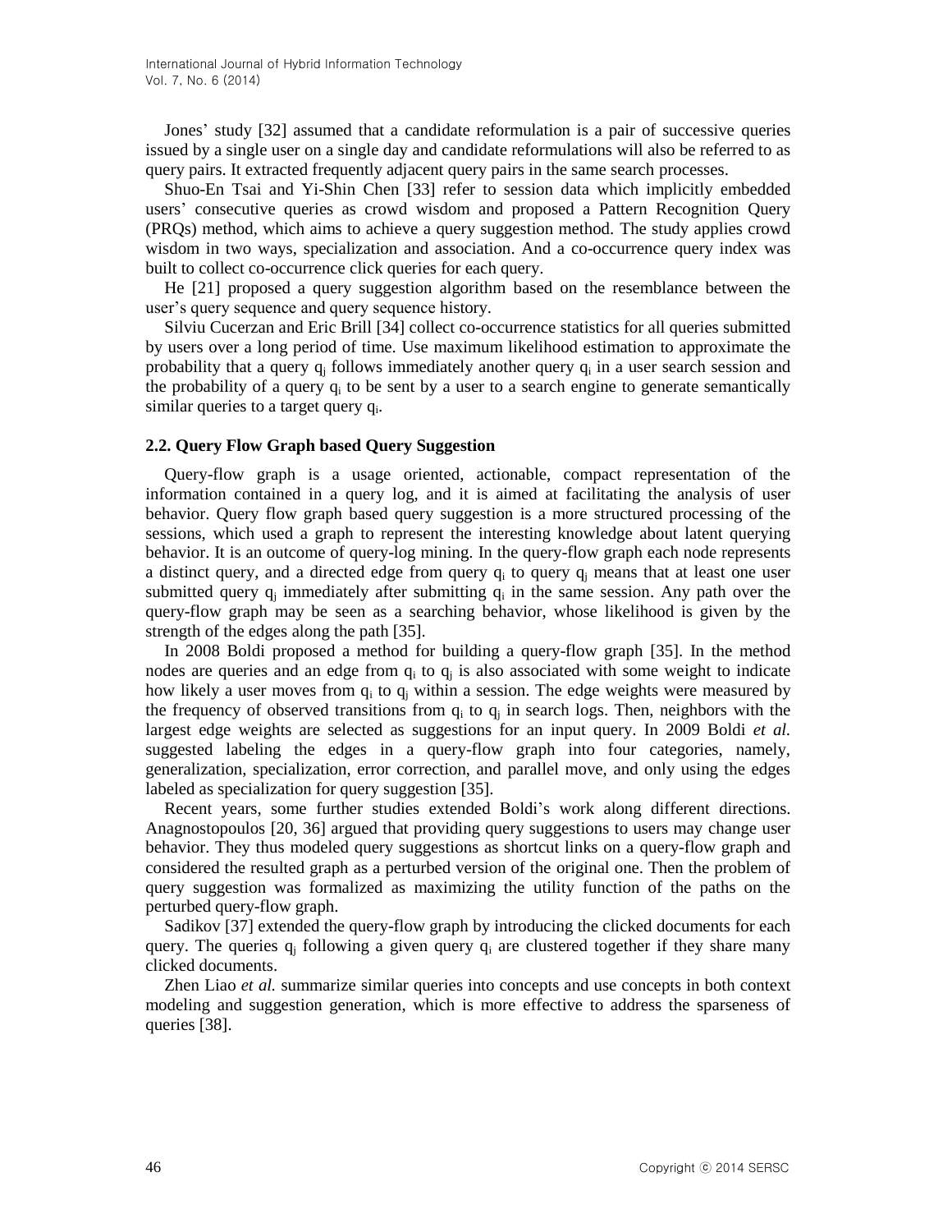Jones' study [32] assumed that a candidate reformulation is a pair of successive queries issued by a single user on a single day and candidate reformulations will also be referred to as query pairs. It extracted frequently adjacent query pairs in the same search processes.

Shuo-En Tsai and Yi-Shin Chen [33] refer to session data which implicitly embedded users' consecutive queries as crowd wisdom and proposed a Pattern Recognition Query (PRQs) method, which aims to achieve a query suggestion method. The study applies crowd wisdom in two ways, specialization and association. And a co-occurrence query index was built to collect co-occurrence click queries for each query.

He [21] proposed a query suggestion algorithm based on the resemblance between the user's query sequence and query sequence history.

Silviu Cucerzan and Eric Brill [34] collect co-occurrence statistics for all queries submitted by users over a long period of time. Use maximum likelihood estimation to approximate the probability that a query $q_j$ follows immediately another query $q_i$ in a user search session and the probability of a query $q_i$ to be sent by a user to a search engine to generate semantically similar queries to a target query $q_i$.

### 2.2. Query Flow Graph based Query Suggestion

Query-flow graph is a usage oriented, actionable, compact representation of the information contained in a query log, and it is aimed at facilitating the analysis of user behavior. Query flow graph based query suggestion is a more structured processing of the sessions, which used a graph to represent the interesting knowledge about latent querying behavior. It is an outcome of query-log mining. In the query-flow graph each node represents a distinct query, and a directed edge from query $q_i$ to query $q_j$ means that at least one user submitted query $q_j$ immediately after submitting $q_i$ in the same session. Any path over the query-flow graph may be seen as a searching behavior, whose likelihood is given by the strength of the edges along the path [35].

In 2008 Boldi proposed a method for building a query-flow graph [35]. In the method nodes are queries and an edge from $q_i$ to $q_j$ is also associated with some weight to indicate how likely a user moves from $q_i$ to $q_j$ within a session. The edge weights were measured by the frequency of observed transitions from $q_i$ to $q_j$ in search logs. Then, neighbors with the largest edge weights are selected as suggestions for an input query. In 2009 Boldi *et al.* suggested labeling the edges in a query-flow graph into four categories, namely, generalization, specialization, error correction, and parallel move, and only using the edges labeled as specialization for query suggestion [35].

Recent years, some further studies extended Boldi's work along different directions. Anagnostopoulos [20, 36] argued that providing query suggestions to users may change user behavior. They thus modeled query suggestions as shortcut links on a query-flow graph and considered the resulted graph as a perturbed version of the original one. Then the problem of query suggestion was formalized as maximizing the utility function of the paths on the perturbed query-flow graph.

Sadikov [37] extended the query-flow graph by introducing the clicked documents for each query. The queries $q_j$ following a given query $q_i$ are clustered together if they share many clicked documents.

Zhen Liao *et al.* summarize similar queries into concepts and use concepts in both context modeling and suggestion generation, which is more effective to address the sparseness of queries [38].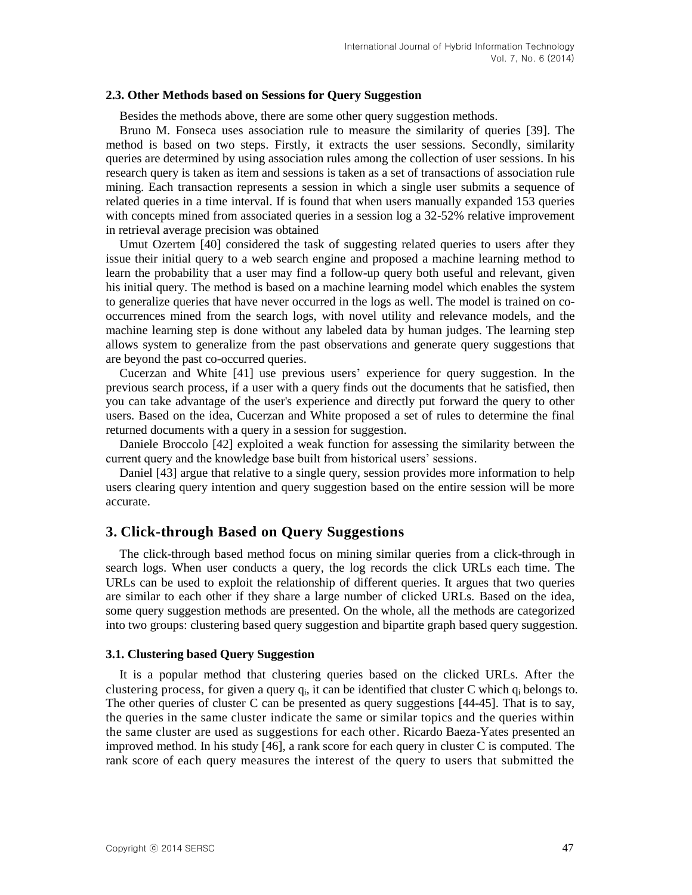### 2.3. Other Methods based on Sessions for Query Suggestion

Besides the methods above, there are some other query suggestion methods.

Bruno M. Fonseca uses association rule to measure the similarity of queries [39]. The method is based on two steps. Firstly, it extracts the user sessions. Secondly, similarity queries are determined by using association rules among the collection of user sessions. In his research query is taken as item and sessions is taken as a set of transactions of association rule mining. Each transaction represents a session in which a single user submits a sequence of related queries in a time interval. If is found that when users manually expanded 153 queries with concepts mined from associated queries in a session log a 32-52% relative improvement in retrieval average precision was obtained

Umut Ozertem [40] considered the task of suggesting related queries to users after they issue their initial query to a web search engine and proposed a machine learning method to learn the probability that a user may find a follow-up query both useful and relevant, given his initial query. The method is based on a machine learning model which enables the system to generalize queries that have never occurred in the logs as well. The model is trained on co-occurrences mined from the search logs, with novel utility and relevance models, and the machine learning step is done without any labeled data by human judges. The learning step allows system to generalize from the past observations and generate query suggestions that are beyond the past co-occurred queries.

Cucerzan and White [41] use previous users' experience for query suggestion. In the previous search process, if a user with a query finds out the documents that he satisfied, then you can take advantage of the user's experience and directly put forward the query to other users. Based on the idea, Cucerzan and White proposed a set of rules to determine the final returned documents with a query in a session for suggestion.

Daniele Broccolo [42] exploited a weak function for assessing the similarity between the current query and the knowledge base built from historical users' sessions.

Daniel [43] argue that relative to a single query, session provides more information to help users clearing query intention and query suggestion based on the entire session will be more accurate.

## 3. Click-through Based on Query Suggestions

The click-through based method focus on mining similar queries from a click-through in search logs. When user conducts a query, the log records the click URLs each time. The URLs can be used to exploit the relationship of different queries. It argues that two queries are similar to each other if they share a large number of clicked URLs. Based on the idea, some query suggestion methods are presented. On the whole, all the methods are categorized into two groups: clustering based query suggestion and bipartite graph based query suggestion.

### 3.1. Clustering based Query Suggestion

It is a popular method that clustering queries based on the clicked URLs. After the clustering process, for given a query $q_i$, it can be identified that cluster C which $q_i$ belongs to. The other queries of cluster C can be presented as query suggestions [44-45]. That is to say, the queries in the same cluster indicate the same or similar topics and the queries within the same cluster are used as suggestions for each other. Ricardo Baeza-Yates presented an improved method. In his study [46], a rank score for each query in cluster C is computed. The rank score of each query measures the interest of the query to users that submitted the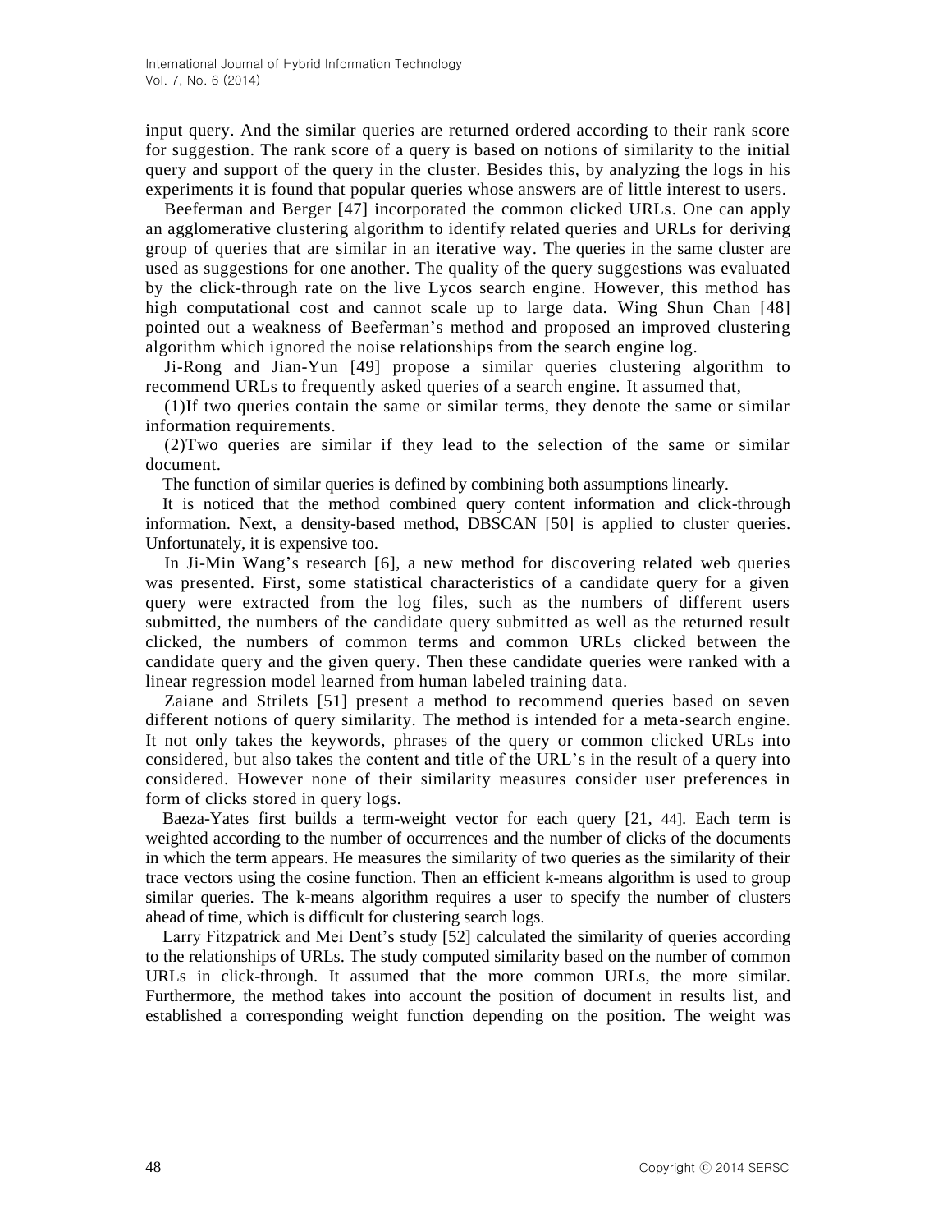input query. And the similar queries are returned ordered according to their rank score for suggestion. The rank score of a query is based on notions of similarity to the initial query and support of the query in the cluster. Besides this, by analyzing the logs in his experiments it is found that popular queries whose answers are of little interest to users.

Beeferman and Berger [47] incorporated the common clicked URLs. One can apply an agglomerative clustering algorithm to identify related queries and URLs for deriving group of queries that are similar in an iterative way. The queries in the same cluster are used as suggestions for one another. The quality of the query suggestions was evaluated by the click-through rate on the live Lycos search engine. However, this method has high computational cost and cannot scale up to large data. Wing Shun Chan [48] pointed out a weakness of Beeferman's method and proposed an improved clustering algorithm which ignored the noise relationships from the search engine log.

Ji-Rong and Jian-Yun [49] propose a similar queries clustering algorithm to recommend URLs to frequently asked queries of a search engine. It assumed that,

(1)If two queries contain the same or similar terms, they denote the same or similar information requirements.

(2)Two queries are similar if they lead to the selection of the same or similar document.

The function of similar queries is defined by combining both assumptions linearly.

It is noticed that the method combined query content information and click-through information. Next, a density-based method, DBSCAN [50] is applied to cluster queries. Unfortunately, it is expensive too.

In Ji-Min Wang's research [6], a new method for discovering related web queries was presented. First, some statistical characteristics of a candidate query for a given query were extracted from the log files, such as the numbers of different users submitted, the numbers of the candidate query submitted as well as the returned result clicked, the numbers of common terms and common URLs clicked between the candidate query and the given query. Then these candidate queries were ranked with a linear regression model learned from human labeled training data.

Zaiane and Strilets [51] present a method to recommend queries based on seven different notions of query similarity. The method is intended for a meta-search engine. It not only takes the keywords, phrases of the query or common clicked URLs into considered, but also takes the content and title of the URL's in the result of a query into considered. However none of their similarity measures consider user preferences in form of clicks stored in query logs.

Baeza-Yates first builds a term-weight vector for each query [21, 44]. Each term is weighted according to the number of occurrences and the number of clicks of the documents in which the term appears. He measures the similarity of two queries as the similarity of their trace vectors using the cosine function. Then an efficient k-means algorithm is used to group similar queries. The k-means algorithm requires a user to specify the number of clusters ahead of time, which is difficult for clustering search logs.

Larry Fitzpatrick and Mei Dent's study [52] calculated the similarity of queries according to the relationships of URLs. The study computed similarity based on the number of common URLs in click-through. It assumed that the more common URLs, the more similar. Furthermore, the method takes into account the position of document in results list, and established a corresponding weight function depending on the position. The weight was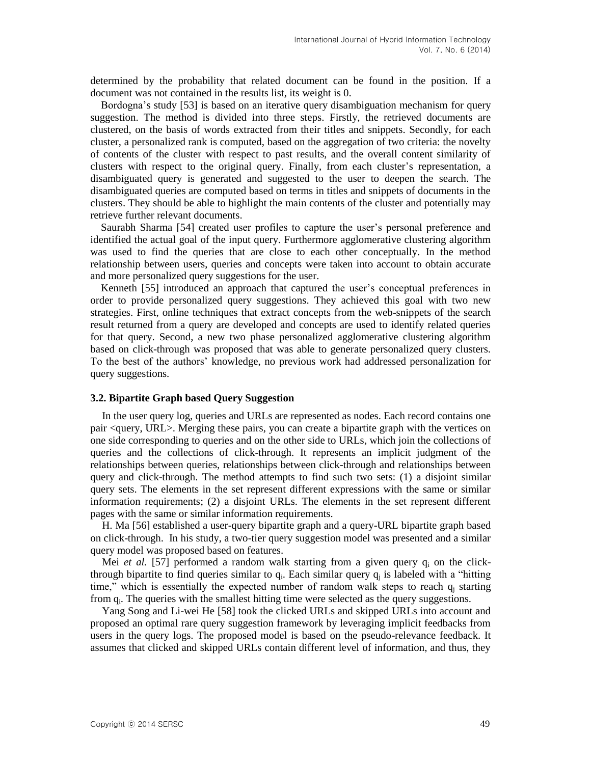determined by the probability that related document can be found in the position. If a document was not contained in the results list, its weight is 0.

Bordogna's study [53] is based on an iterative query disambiguation mechanism for query suggestion. The method is divided into three steps. Firstly, the retrieved documents are clustered, on the basis of words extracted from their titles and snippets. Secondly, for each cluster, a personalized rank is computed, based on the aggregation of two criteria: the novelty of contents of the cluster with respect to past results, and the overall content similarity of clusters with respect to the original query. Finally, from each cluster's representation, a disambiguated query is generated and suggested to the user to deepen the search. The disambiguated queries are computed based on terms in titles and snippets of documents in the clusters. They should be able to highlight the main contents of the cluster and potentially may retrieve further relevant documents.

Saurabh Sharma [54] created user profiles to capture the user's personal preference and identified the actual goal of the input query. Furthermore agglomerative clustering algorithm was used to find the queries that are close to each other conceptually. In the method relationship between users, queries and concepts were taken into account to obtain accurate and more personalized query suggestions for the user.

Kenneth [55] introduced an approach that captured the user's conceptual preferences in order to provide personalized query suggestions. They achieved this goal with two new strategies. First, online techniques that extract concepts from the web-snippets of the search result returned from a query are developed and concepts are used to identify related queries for that query. Second, a new two phase personalized agglomerative clustering algorithm based on click-through was proposed that was able to generate personalized query clusters. To the best of the authors' knowledge, no previous work had addressed personalization for query suggestions.

### 3.2. Bipartite Graph based Query Suggestion

In the user query log, queries and URLs are represented as nodes. Each record contains one pair <query, URL>. Merging these pairs, you can create a bipartite graph with the vertices on one side corresponding to queries and on the other side to URLs, which join the collections of queries and the collections of click-through. It represents an implicit judgment of the relationships between queries, relationships between click-through and relationships between query and click-through. The method attempts to find such two sets: (1) a disjoint similar query sets. The elements in the set represent different expressions with the same or similar information requirements; (2) a disjoint URLs. The elements in the set represent different pages with the same or similar information requirements.

H. Ma [56] established a user-query bipartite graph and a query-URL bipartite graph based on click-through. In his study, a two-tier query suggestion model was presented and a similar query model was proposed based on features.

Mei *et al.* [57] performed a random walk starting from a given query $q_i$ on the click-through bipartite to find queries similar to $q_i$. Each similar query $q_j$ is labeled with a "hitting time," which is essentially the expected number of random walk steps to reach $q_j$ starting from $q_i$. The queries with the smallest hitting time were selected as the query suggestions.

Yang Song and Li-wei He [58] took the clicked URLs and skipped URLs into account and proposed an optimal rare query suggestion framework by leveraging implicit feedbacks from users in the query logs. The proposed model is based on the pseudo-relevance feedback. It assumes that clicked and skipped URLs contain different level of information, and thus, they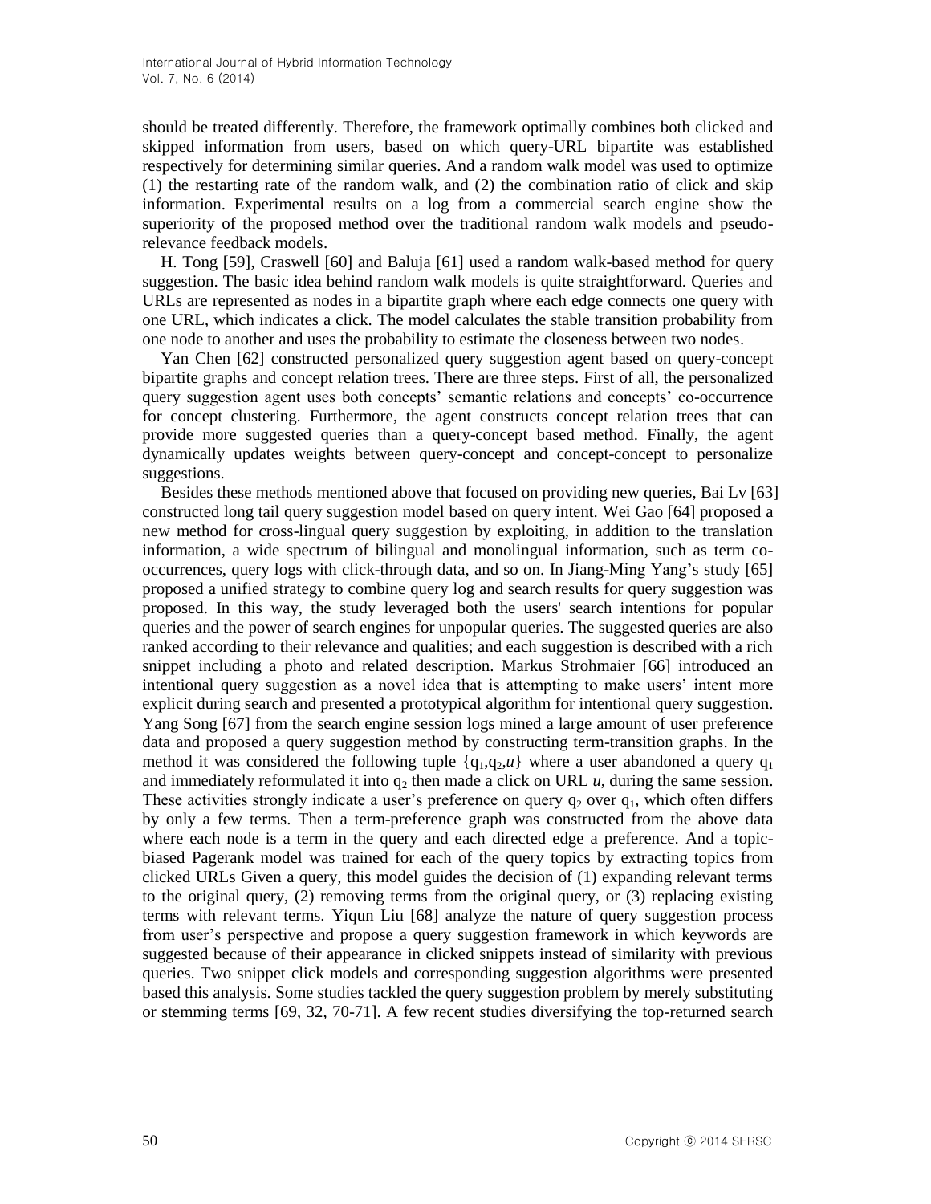should be treated differently. Therefore, the framework optimally combines both clicked and skipped information from users, based on which query-URL bipartite was established respectively for determining similar queries. And a random walk model was used to optimize (1) the restarting rate of the random walk, and (2) the combination ratio of click and skip information. Experimental results on a log from a commercial search engine show the superiority of the proposed method over the traditional random walk models and pseudo-relevance feedback models.

H. Tong [59], Craswell [60] and Baluja [61] used a random walk-based method for query suggestion. The basic idea behind random walk models is quite straightforward. Queries and URLs are represented as nodes in a bipartite graph where each edge connects one query with one URL, which indicates a click. The model calculates the stable transition probability from one node to another and uses the probability to estimate the closeness between two nodes.

Yan Chen [62] constructed personalized query suggestion agent based on query-concept bipartite graphs and concept relation trees. There are three steps. First of all, the personalized query suggestion agent uses both concepts' semantic relations and concepts' co-occurrence for concept clustering. Furthermore, the agent constructs concept relation trees that can provide more suggested queries than a query-concept based method. Finally, the agent dynamically updates weights between query-concept and concept-concept to personalize suggestions.

Besides these methods mentioned above that focused on providing new queries, Bai Lv [63] constructed long tail query suggestion model based on query intent. Wei Gao [64] proposed a new method for cross-lingual query suggestion by exploiting, in addition to the translation information, a wide spectrum of bilingual and monolingual information, such as term co-occurrences, query logs with click-through data, and so on. In Jiang-Ming Yang's study [65] proposed a unified strategy to combine query log and search results for query suggestion was proposed. In this way, the study leveraged both the users' search intentions for popular queries and the power of search engines for unpopular queries. The suggested queries are also ranked according to their relevance and qualities; and each suggestion is described with a rich snippet including a photo and related description. Markus Strohmaier [66] introduced an intentional query suggestion as a novel idea that is attempting to make users' intent more explicit during search and presented a prototypical algorithm for intentional query suggestion. Yang Song [67] from the search engine session logs mined a large amount of user preference data and proposed a query suggestion method by constructing term-transition graphs. In the method it was considered the following tuple $\{q_1,q_2,u\}$ where a user abandoned a query $q_1$ and immediately reformulated it into $q_2$ then made a click on URL $u$, during the same session. These activities strongly indicate a user's preference on query $q_2$ over $q_1$, which often differs by only a few terms. Then a term-preference graph was constructed from the above data where each node is a term in the query and each directed edge a preference. And a topic-biased Pagerank model was trained for each of the query topics by extracting topics from clicked URLs Given a query, this model guides the decision of (1) expanding relevant terms to the original query, (2) removing terms from the original query, or (3) replacing existing terms with relevant terms. Yiqun Liu [68] analyze the nature of query suggestion process from user's perspective and propose a query suggestion framework in which keywords are suggested because of their appearance in clicked snippets instead of similarity with previous queries. Two snippet click models and corresponding suggestion algorithms were presented based this analysis. Some studies tackled the query suggestion problem by merely substituting or stemming terms [69, 32, 70-71]. A few recent studies diversifying the top-returned search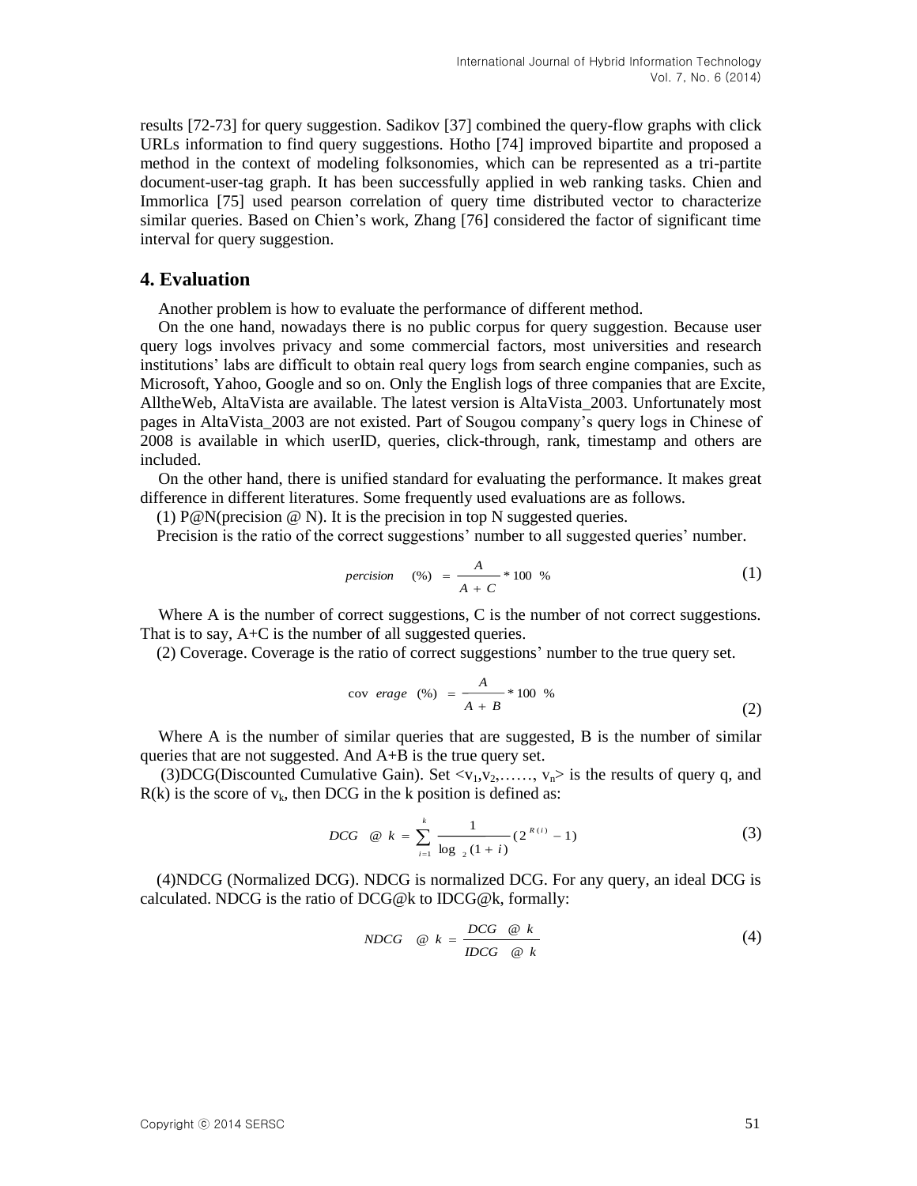results [72-73] for query suggestion. Sadikov [37] combined the query-flow graphs with click URLs information to find query suggestions. Hotho [74] improved bipartite and proposed a method in the context of modeling folksonomies, which can be represented as a tri-partite document-user-tag graph. It has been successfully applied in web ranking tasks. Chien and Immorlica [75] used pearson correlation of query time distributed vector to characterize similar queries. Based on Chien's work, Zhang [76] considered the factor of significant time interval for query suggestion.

## 4. Evaluation

Another problem is how to evaluate the performance of different method.

On the one hand, nowadays there is no public corpus for query suggestion. Because user query logs involves privacy and some commercial factors, most universities and research institutions' labs are difficult to obtain real query logs from search engine companies, such as Microsoft, Yahoo, Google and so on. Only the English logs of three companies that are Excite, AlltheWeb, AltaVista are available. The latest version is AltaVista_2003. Unfortunately most pages in AltaVista_2003 are not existed. Part of Sougou company's query logs in Chinese of 2008 is available in which userID, queries, click-through, rank, timestamp and others are included.

On the other hand, there is unified standard for evaluating the performance. It makes great difference in different literatures. Some frequently used evaluations are as follows.

(1) P@N(precision @ N). It is the precision in top N suggested queries.

Precision is the ratio of the correct suggestions' number to all suggested queries' number.

$$percision\ (\%) = \frac{A}{A + C} * 100\ \% \tag{1}$$

Where A is the number of correct suggestions, C is the number of not correct suggestions. That is to say, A+C is the number of all suggested queries.

(2) Coverage. Coverage is the ratio of correct suggestions' number to the true query set.

$$coverage\ (\%) = \frac{A}{A + B} * 100\ \% \tag{2}$$

Where A is the number of similar queries that are suggested, B is the number of similar queries that are not suggested. And A+B is the true query set.

(3)DCG(Discounted Cumulative Gain). Set $<v_1,v_2,\ldots\ldots, v_n>$ is the results of query q, and R(k) is the score of $v_k$, then DCG in the k position is defined as:

$$DCG\ @\ k = \sum_{i=1}^{k} \frac{1}{\log_2 (1 + i)} (2^{R(i)} - 1) \tag{3}$$

(4)NDCG (Normalized DCG). NDCG is normalized DCG. For any query, an ideal DCG is calculated. NDCG is the ratio of DCG@k to IDCG@k, formally:

$$NDCG\ @\ k = \frac{DCG\ @\ k}{IDCG\ @\ k} \tag{4}$$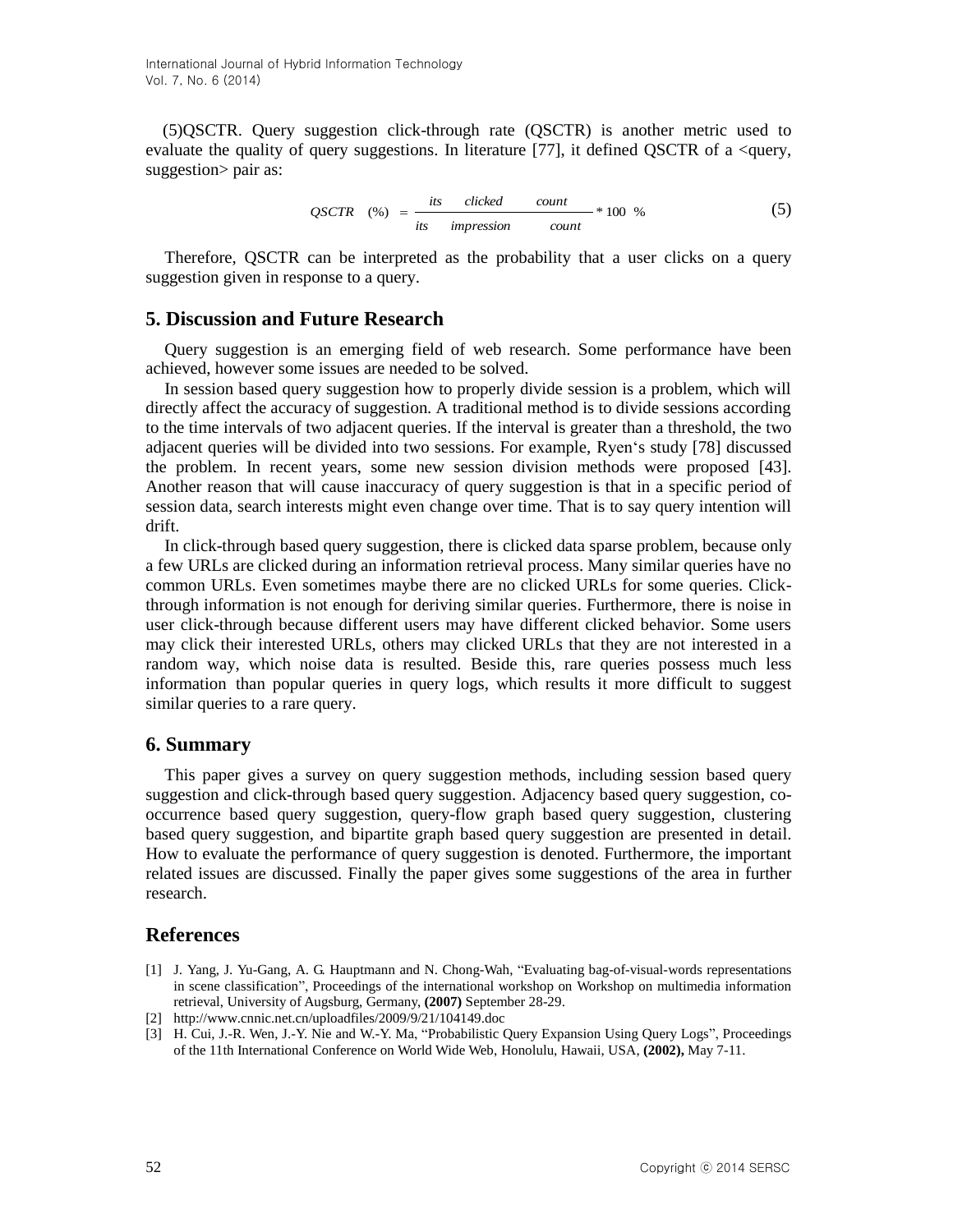(5)QSCTR. Query suggestion click-through rate (QSCTR) is another metric used to evaluate the quality of query suggestions. In literature [77], it defined QSCTR of a <query, suggestion> pair as:

$$QSCTR \quad (\%) \ = \frac{its \quad clicked \quad count}{its \quad impression \quad count} * 100 \ \% \tag{5}$$

Therefore, QSCTR can be interpreted as the probability that a user clicks on a query suggestion given in response to a query.

## 5. Discussion and Future Research

Query suggestion is an emerging field of web research. Some performance have been achieved, however some issues are needed to be solved.

In session based query suggestion how to properly divide session is a problem, which will directly affect the accuracy of suggestion. A traditional method is to divide sessions according to the time intervals of two adjacent queries. If the interval is greater than a threshold, the two adjacent queries will be divided into two sessions. For example, Ryen's study [78] discussed the problem. In recent years, some new session division methods were proposed [43]. Another reason that will cause inaccuracy of query suggestion is that in a specific period of session data, search interests might even change over time. That is to say query intention will drift.

In click-through based query suggestion, there is clicked data sparse problem, because only a few URLs are clicked during an information retrieval process. Many similar queries have no common URLs. Even sometimes maybe there are no clicked URLs for some queries. Click-through information is not enough for deriving similar queries. Furthermore, there is noise in user click-through because different users may have different clicked behavior. Some users may click their interested URLs, others may clicked URLs that they are not interested in a random way, which noise data is resulted. Beside this, rare queries possess much less information than popular queries in query logs, which results it more difficult to suggest similar queries to a rare query.

## 6. Summary

This paper gives a survey on query suggestion methods, including session based query suggestion and click-through based query suggestion. Adjacency based query suggestion, co-occurrence based query suggestion, query-flow graph based query suggestion, clustering based query suggestion, and bipartite graph based query suggestion are presented in detail. How to evaluate the performance of query suggestion is denoted. Furthermore, the important related issues are discussed. Finally the paper gives some suggestions of the area in further research.

## References

[1] J. Yang, J. Yu-Gang, A. G. Hauptmann and N. Chong-Wah, "Evaluating bag-of-visual-words representations in scene classification", Proceedings of the international workshop on Workshop on multimedia information retrieval, University of Augsburg, Germany, **(2007)** September 28-29.

[2] http://www.cnnic.net.cn/uploadfiles/2009/9/21/104149.doc

[3] H. Cui, J.-R. Wen, J.-Y. Nie and W.-Y. Ma, "Probabilistic Query Expansion Using Query Logs", Proceedings of the 11th International Conference on World Wide Web, Honolulu, Hawaii, USA, **(2002),** May 7-11.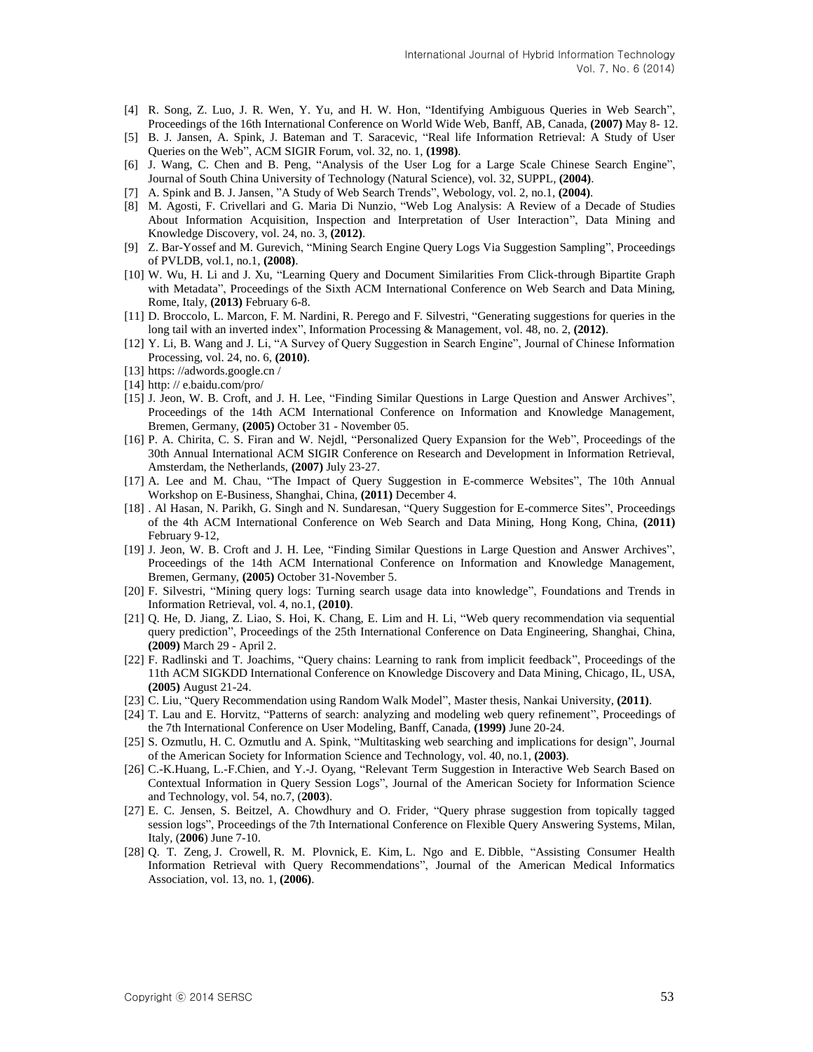[4] R. Song, Z. Luo, J. R. Wen, Y. Yu, and H. W. Hon, "Identifying Ambiguous Queries in Web Search", Proceedings of the 16th International Conference on World Wide Web, Banff, AB, Canada, **(2007)** May 8- 12.

[5] B. J. Jansen, A. Spink, J. Bateman and T. Saracevic, "Real life Information Retrieval: A Study of User Queries on the Web", ACM SIGIR Forum, vol. 32, no. 1, **(1998)**.

[6] J. Wang, C. Chen and B. Peng, "Analysis of the User Log for a Large Scale Chinese Search Engine", Journal of South China University of Technology (Natural Science), vol. 32, SUPPL, **(2004)**.

[7] A. Spink and B. J. Jansen, "A Study of Web Search Trends", Webology, vol. 2, no.1, **(2004)**.

[8] M. Agosti, F. Crivellari and G. Maria Di Nunzio, "Web Log Analysis: A Review of a Decade of Studies About Information Acquisition, Inspection and Interpretation of User Interaction", Data Mining and Knowledge Discovery, vol. 24, no. 3, **(2012)**.

[9] Z. Bar-Yossef and M. Gurevich, "Mining Search Engine Query Logs Via Suggestion Sampling", Proceedings of PVLDB, vol.1, no.1, **(2008)**.

[10] W. Wu, H. Li and J. Xu, "Learning Query and Document Similarities From Click-through Bipartite Graph with Metadata", Proceedings of the Sixth ACM International Conference on Web Search and Data Mining, Rome, Italy, **(2013)** February 6-8.

[11] D. Broccolo, L. Marcon, F. M. Nardini, R. Perego and F. Silvestri, "Generating suggestions for queries in the long tail with an inverted index", Information Processing & Management, vol. 48, no. 2, **(2012)**.

[12] Y. Li, B. Wang and J. Li, "A Survey of Query Suggestion in Search Engine", Journal of Chinese Information Processing, vol. 24, no. 6, **(2010)**.

[13] https: //adwords.google.cn /

[14] http: // e.baidu.com/pro/

[15] J. Jeon, W. B. Croft, and J. H. Lee, "Finding Similar Questions in Large Question and Answer Archives", Proceedings of the 14th ACM International Conference on Information and Knowledge Management, Bremen, Germany, **(2005)** October 31 - November 05.

[16] P. A. Chirita, C. S. Firan and W. Nejdl, "Personalized Query Expansion for the Web", Proceedings of the 30th Annual International ACM SIGIR Conference on Research and Development in Information Retrieval, Amsterdam, the Netherlands, **(2007)** July 23-27.

[17] A. Lee and M. Chau, "The Impact of Query Suggestion in E-commerce Websites", The 10th Annual Workshop on E-Business, Shanghai, China, **(2011)** December 4.

[18] . Al Hasan, N. Parikh, G. Singh and N. Sundaresan, "Query Suggestion for E-commerce Sites", Proceedings of the 4th ACM International Conference on Web Search and Data Mining, Hong Kong, China, **(2011)** February 9-12,

[19] J. Jeon, W. B. Croft and J. H. Lee, "Finding Similar Questions in Large Question and Answer Archives", Proceedings of the 14th ACM International Conference on Information and Knowledge Management, Bremen, Germany, **(2005)** October 31-November 5.

[20] F. Silvestri, "Mining query logs: Turning search usage data into knowledge", Foundations and Trends in Information Retrieval, vol. 4, no.1, **(2010)**.

[21] Q. He, D. Jiang, Z. Liao, S. Hoi, K. Chang, E. Lim and H. Li, "Web query recommendation via sequential query prediction", Proceedings of the 25th International Conference on Data Engineering, Shanghai, China, **(2009)** March 29 - April 2.

[22] F. Radlinski and T. Joachims, "Query chains: Learning to rank from implicit feedback", Proceedings of the 11th ACM SIGKDD International Conference on Knowledge Discovery and Data Mining, Chicago, IL, USA, **(2005)** August 21-24.

[23] C. Liu, "Query Recommendation using Random Walk Model", Master thesis, Nankai University, **(2011)**.

[24] T. Lau and E. Horvitz, "Patterns of search: analyzing and modeling web query refinement", Proceedings of the 7th International Conference on User Modeling, Banff, Canada, **(1999)** June 20-24.

[25] S. Ozmutlu, H. C. Ozmutlu and A. Spink, "Multitasking web searching and implications for design", Journal of the American Society for Information Science and Technology, vol. 40, no.1, **(2003)**.

[26] C.-K.Huang, L.-F.Chien, and Y.-J. Oyang, "Relevant Term Suggestion in Interactive Web Search Based on Contextual Information in Query Session Logs", Journal of the American Society for Information Science and Technology, vol. 54, no.7, (**2003**).

[27] E. C. Jensen, S. Beitzel, A. Chowdhury and O. Frider, "Query phrase suggestion from topically tagged session logs", Proceedings of the 7th International Conference on Flexible Query Answering Systems, Milan, Italy, (**2006**) June 7-10.

[28] Q. T. Zeng, J. Crowell, R. M. Plovnick, E. Kim, L. Ngo and E. Dibble, "Assisting Consumer Health Information Retrieval with Query Recommendations", Journal of the American Medical Informatics Association, vol. 13, no. 1, **(2006)**.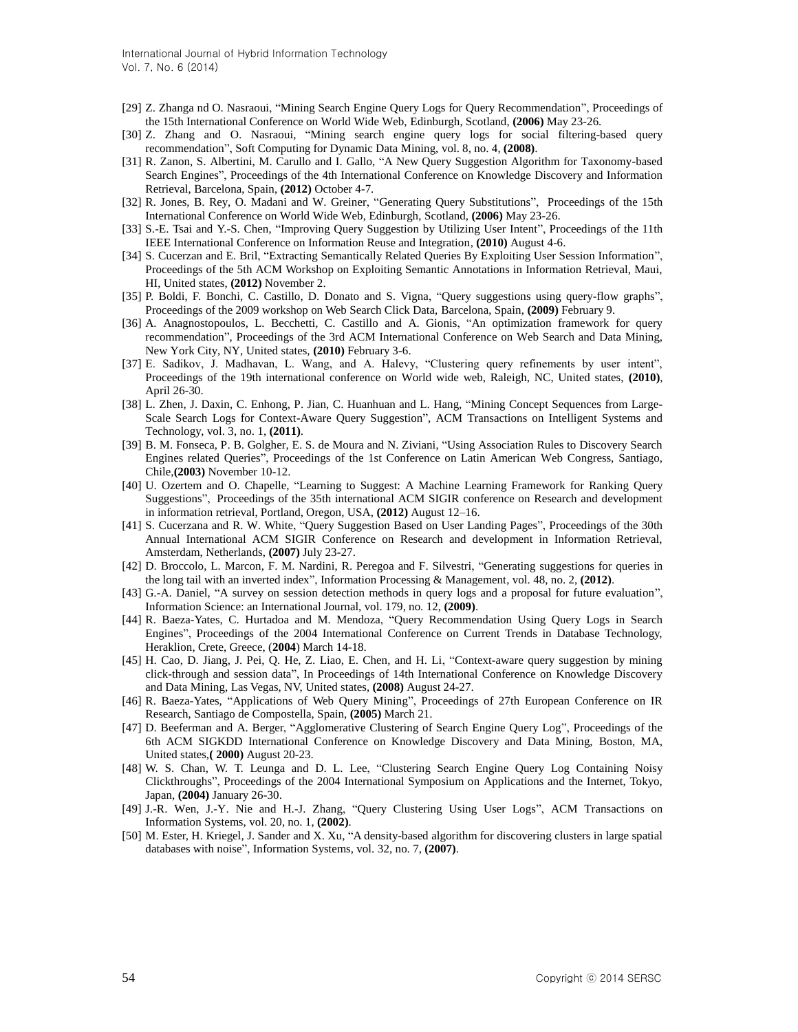[29] Z. Zhanga nd O. Nasraoui, "Mining Search Engine Query Logs for Query Recommendation", Proceedings of the 15th International Conference on World Wide Web, Edinburgh, Scotland, **(2006)** May 23-26.

[30] Z. Zhang and O. Nasraoui, "Mining search engine query logs for social filtering-based query recommendation", Soft Computing for Dynamic Data Mining, vol. 8, no. 4, **(2008)**.

[31] R. Zanon, S. Albertini, M. Carullo and I. Gallo, "A New Query Suggestion Algorithm for Taxonomy-based Search Engines", Proceedings of the 4th International Conference on Knowledge Discovery and Information Retrieval, Barcelona, Spain, **(2012)** October 4-7.

[32] R. Jones, B. Rey, O. Madani and W. Greiner, "Generating Query Substitutions", Proceedings of the 15th International Conference on World Wide Web, Edinburgh, Scotland, **(2006)** May 23-26.

[33] S.-E. Tsai and Y.-S. Chen, "Improving Query Suggestion by Utilizing User Intent", Proceedings of the 11th IEEE International Conference on Information Reuse and Integration, **(2010)** August 4-6.

[34] S. Cucerzan and E. Bril, "Extracting Semantically Related Queries By Exploiting User Session Information", Proceedings of the 5th ACM Workshop on Exploiting Semantic Annotations in Information Retrieval, Maui, HI, United states, **(2012)** November 2.

[35] P. Boldi, F. Bonchi, C. Castillo, D. Donato and S. Vigna, "Query suggestions using query-flow graphs", Proceedings of the 2009 workshop on Web Search Click Data, Barcelona, Spain, **(2009)** February 9.

[36] A. Anagnostopoulos, L. Becchetti, C. Castillo and A. Gionis, "An optimization framework for query recommendation", Proceedings of the 3rd ACM International Conference on Web Search and Data Mining, New York City, NY, United states, **(2010)** February 3-6.

[37] E. Sadikov, J. Madhavan, L. Wang, and A. Halevy, "Clustering query refinements by user intent", Proceedings of the 19th international conference on World wide web, Raleigh, NC, United states, **(2010)**, April 26-30.

[38] L. Zhen, J. Daxin, C. Enhong, P. Jian, C. Huanhuan and L. Hang, "Mining Concept Sequences from Large-Scale Search Logs for Context-Aware Query Suggestion", ACM Transactions on Intelligent Systems and Technology, vol. 3, no. 1, **(2011)**.

[39] B. M. Fonseca, P. B. Golgher, E. S. de Moura and N. Ziviani, "Using Association Rules to Discovery Search Engines related Queries", Proceedings of the 1st Conference on Latin American Web Congress, Santiago, Chile,**(2003)** November 10-12.

[40] U. Ozertem and O. Chapelle, "Learning to Suggest: A Machine Learning Framework for Ranking Query Suggestions", Proceedings of the 35th international ACM SIGIR conference on Research and development in information retrieval, Portland, Oregon, USA, **(2012)** August 12–16.

[41] S. Cucerzana and R. W. White, "Query Suggestion Based on User Landing Pages", Proceedings of the 30th Annual International ACM SIGIR Conference on Research and development in Information Retrieval, Amsterdam, Netherlands, **(2007)** July 23-27.

[42] D. Broccolo, L. Marcon, F. M. Nardini, R. Peregoa and F. Silvestri, "Generating suggestions for queries in the long tail with an inverted index", Information Processing & Management, vol. 48, no. 2, **(2012)**.

[43] G.-A. Daniel, "A survey on session detection methods in query logs and a proposal for future evaluation", Information Science: an International Journal, vol. 179, no. 12, **(2009)**.

[44] R. Baeza-Yates, C. Hurtadoa and M. Mendoza, "Query Recommendation Using Query Logs in Search Engines", Proceedings of the 2004 International Conference on Current Trends in Database Technology, Heraklion, Crete, Greece, (**2004**) March 14-18.

[45] H. Cao, D. Jiang, J. Pei, Q. He, Z. Liao, E. Chen, and H. Li, "Context-aware query suggestion by mining click-through and session data", In Proceedings of 14th International Conference on Knowledge Discovery and Data Mining, Las Vegas, NV, United states, **(2008)** August 24-27.

[46] R. Baeza-Yates, "Applications of Web Query Mining", Proceedings of 27th European Conference on IR Research, Santiago de Compostella, Spain, **(2005)** March 21.

[47] D. Beeferman and A. Berger, "Agglomerative Clustering of Search Engine Query Log", Proceedings of the 6th ACM SIGKDD International Conference on Knowledge Discovery and Data Mining, Boston, MA, United states,**( 2000)** August 20-23.

[48] W. S. Chan, W. T. Leunga and D. L. Lee, "Clustering Search Engine Query Log Containing Noisy Clickthroughs", Proceedings of the 2004 International Symposium on Applications and the Internet, Tokyo, Japan, **(2004)** January 26-30.

[49] J.-R. Wen, J.-Y. Nie and H.-J. Zhang, "Query Clustering Using User Logs", ACM Transactions on Information Systems, vol. 20, no. 1, **(2002)**.

[50] M. Ester, H. Kriegel, J. Sander and X. Xu, "A density-based algorithm for discovering clusters in large spatial databases with noise", Information Systems, vol. 32, no. 7, **(2007)**.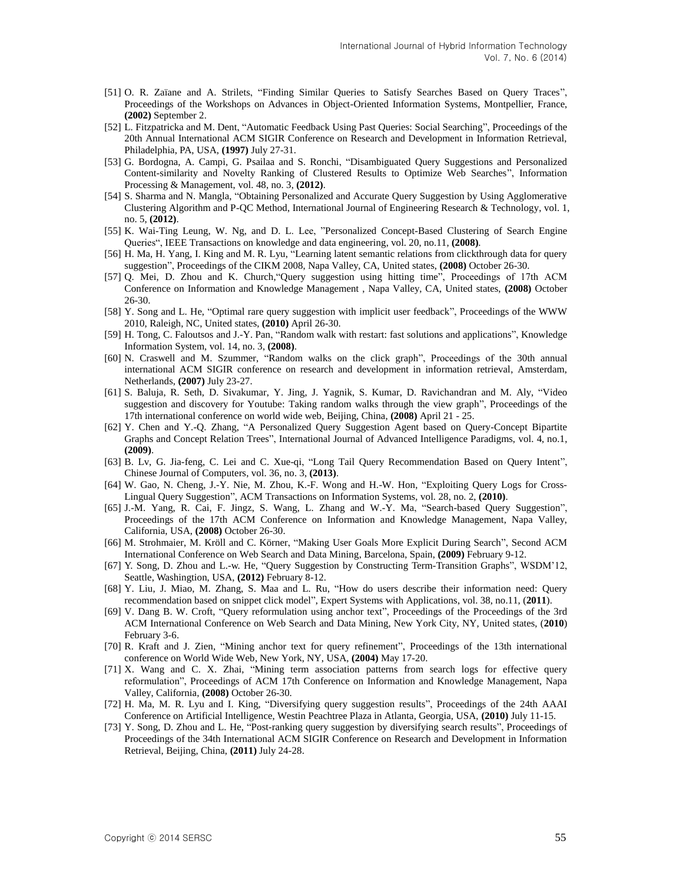[51] O. R. Zaïane and A. Strilets, "Finding Similar Queries to Satisfy Searches Based on Query Traces", Proceedings of the Workshops on Advances in Object-Oriented Information Systems, Montpellier, France, **(2002)** September 2.

[52] L. Fitzpatricka and M. Dent, "Automatic Feedback Using Past Queries: Social Searching", Proceedings of the 20th Annual International ACM SIGIR Conference on Research and Development in Information Retrieval, Philadelphia, PA, USA, **(1997)** July 27-31.

[53] G. Bordogna, A. Campi, G. Psailaa and S. Ronchi, "Disambiguated Query Suggestions and Personalized Content-similarity and Novelty Ranking of Clustered Results to Optimize Web Searches", Information Processing & Management, vol. 48, no. 3, **(2012)**.

[54] S. Sharma and N. Mangla, "Obtaining Personalized and Accurate Query Suggestion by Using Agglomerative Clustering Algorithm and P-QC Method, International Journal of Engineering Research & Technology, vol. 1, no. 5, **(2012)**.

[55] K. Wai-Ting Leung, W. Ng, and D. L. Lee, "Personalized Concept-Based Clustering of Search Engine Queries", IEEE Transactions on knowledge and data engineering, vol. 20, no.11, **(2008)**.

[56] H. Ma, H. Yang, I. King and M. R. Lyu, "Learning latent semantic relations from clickthrough data for query suggestion", Proceedings of the CIKM 2008, Napa Valley, CA, United states, **(2008)** October 26-30.

[57] Q. Mei, D. Zhou and K. Church,"Query suggestion using hitting time", Proceedings of 17th ACM Conference on Information and Knowledge Management , Napa Valley, CA, United states, **(2008)** October 26-30.

[58] Y. Song and L. He, "Optimal rare query suggestion with implicit user feedback", Proceedings of the WWW 2010, Raleigh, NC, United states, **(2010)** April 26-30.

[59] H. Tong, C. Faloutsos and J.-Y. Pan, "Random walk with restart: fast solutions and applications", Knowledge Information System, vol. 14, no. 3, **(2008)**.

[60] N. Craswell and M. Szummer, "Random walks on the click graph", Proceedings of the 30th annual international ACM SIGIR conference on research and development in information retrieval, Amsterdam, Netherlands, **(2007)** July 23-27.

[61] S. Baluja, R. Seth, D. Sivakumar, Y. Jing, J. Yagnik, S. Kumar, D. Ravichandran and M. Aly, "Video suggestion and discovery for Youtube: Taking random walks through the view graph", Proceedings of the 17th international conference on world wide web, Beijing, China, **(2008)** April 21 - 25.

[62] Y. Chen and Y.-Q. Zhang, "A Personalized Query Suggestion Agent based on Query-Concept Bipartite Graphs and Concept Relation Trees", International Journal of Advanced Intelligence Paradigms, vol. 4, no.1, **(2009)**.

[63] B. Lv, G. Jia-feng, C. Lei and C. Xue-qi, "Long Tail Query Recommendation Based on Query Intent", Chinese Journal of Computers, vol. 36, no. 3, **(2013)**.

[64] W. Gao, N. Cheng, J.-Y. Nie, M. Zhou, K.-F. Wong and H.-W. Hon, "Exploiting Query Logs for Cross-Lingual Query Suggestion", ACM Transactions on Information Systems, vol. 28, no. 2, **(2010)**.

[65] J.-M. Yang, R. Cai, F. Jingz, S. Wang, L. Zhang and W.-Y. Ma, "Search-based Query Suggestion", Proceedings of the 17th ACM Conference on Information and Knowledge Management, Napa Valley, California, USA, **(2008)** October 26-30.

[66] M. Strohmaier, M. Kröll and C. Körner, "Making User Goals More Explicit During Search", Second ACM International Conference on Web Search and Data Mining, Barcelona, Spain, **(2009)** February 9-12.

[67] Y. Song, D. Zhou and L.-w. He, "Query Suggestion by Constructing Term-Transition Graphs", WSDM'12, Seattle, Washingtion, USA, **(2012)** February 8-12.

[68] Y. Liu, J. Miao, M. Zhang, S. Maa and L. Ru, "How do users describe their information need: Query recommendation based on snippet click model", Expert Systems with Applications, vol. 38, no.11, (**2011**).

[69] V. Dang B. W. Croft, "Query reformulation using anchor text", Proceedings of the Proceedings of the 3rd ACM International Conference on Web Search and Data Mining, New York City, NY, United states, (**2010**) February 3-6.

[70] R. Kraft and J. Zien, "Mining anchor text for query refinement", Proceedings of the 13th international conference on World Wide Web, New York, NY, USA, **(2004)** May 17-20.

[71] X. Wang and C. X. Zhai, "Mining term association patterns from search logs for effective query reformulation", Proceedings of ACM 17th Conference on Information and Knowledge Management, Napa Valley, California, **(2008)** October 26-30.

[72] H. Ma, M. R. Lyu and I. King, "Diversifying query suggestion results", Proceedings of the 24th AAAI Conference on Artificial Intelligence, Westin Peachtree Plaza in Atlanta, Georgia, USA, **(2010)** July 11-15.

[73] Y. Song, D. Zhou and L. He, "Post-ranking query suggestion by diversifying search results", Proceedings of Proceedings of the 34th International ACM SIGIR Conference on Research and Development in Information Retrieval, Beijing, China, **(2011)** July 24-28.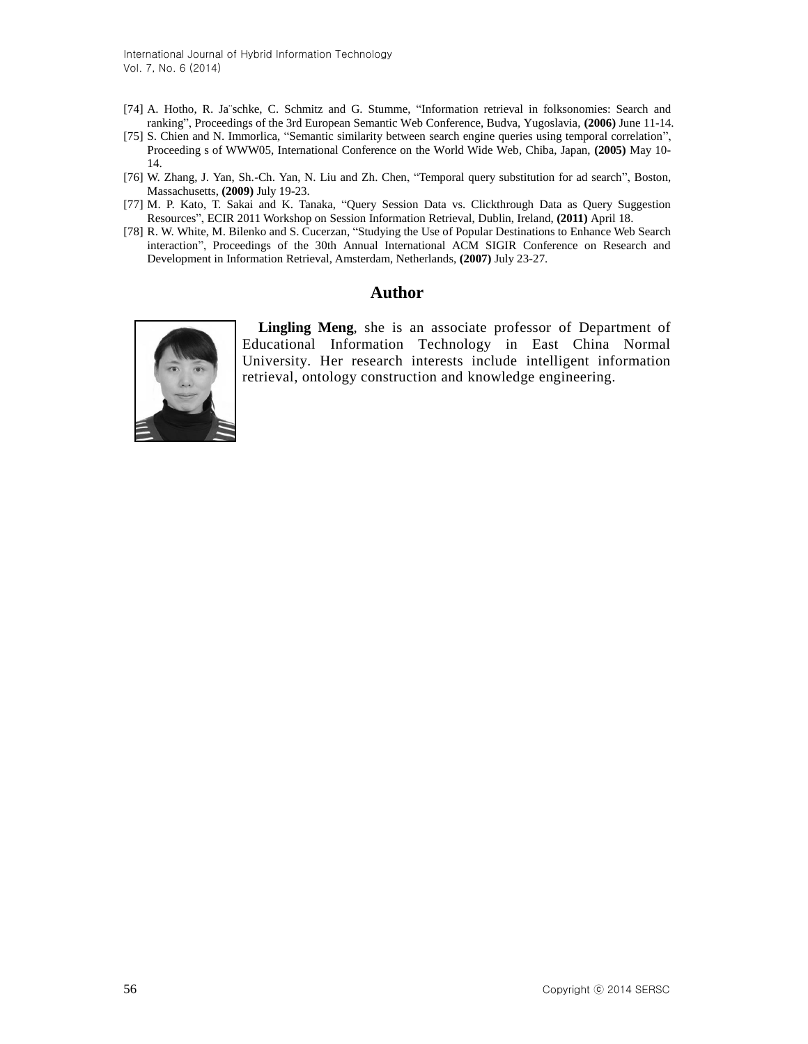[74] A. Hotho, R. Ja¨schke, C. Schmitz and G. Stumme, "Information retrieval in folksonomies: Search and ranking", Proceedings of the 3rd European Semantic Web Conference, Budva, Yugoslavia, **(2006)** June 11-14.

[75] S. Chien and N. Immorlica, "Semantic similarity between search engine queries using temporal correlation", Proceeding s of WWW05, International Conference on the World Wide Web, Chiba, Japan, **(2005)** May 10-14.

[76] W. Zhang, J. Yan, Sh.-Ch. Yan, N. Liu and Zh. Chen, "Temporal query substitution for ad search", Boston, Massachusetts, **(2009)** July 19-23.

[77] M. P. Kato, T. Sakai and K. Tanaka, "Query Session Data vs. Clickthrough Data as Query Suggestion Resources", ECIR 2011 Workshop on Session Information Retrieval, Dublin, Ireland, **(2011)** April 18.

[78] R. W. White, M. Bilenko and S. Cucerzan, "Studying the Use of Popular Destinations to Enhance Web Search interaction", Proceedings of the 30th Annual International ACM SIGIR Conference on Research and Development in Information Retrieval, Amsterdam, Netherlands, **(2007)** July 23-27.

## Author

**Lingling Meng**, she is an associate professor of Department of Educational Information Technology in East China Normal University. Her research interests include intelligent information retrieval, ontology construction and knowledge engineering.